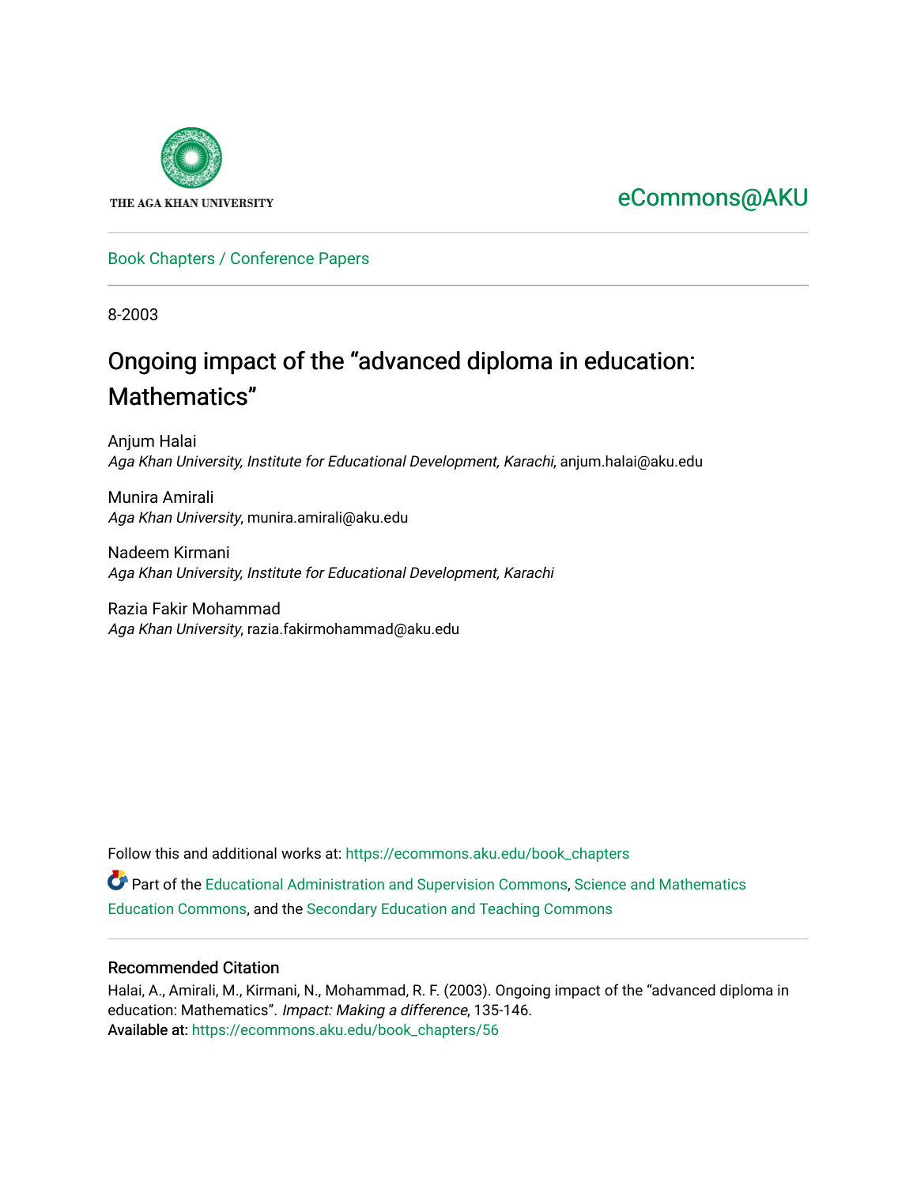THE AGA KHAN UNIVERSITY

eCommons@AKU

Book Chapters / Conference Papers

8-2003

# Ongoing impact of the “advanced diploma in education: Mathematics”

Anjum Halai
*Aga Khan University, Institute for Educational Development, Karachi*, anjum.halai@aku.edu

Munira Amirali
*Aga Khan University*, munira.amirali@aku.edu

Nadeem Kirmani
*Aga Khan University, Institute for Educational Development, Karachi*

Razia Fakir Mohammad
*Aga Khan University*, razia.fakirmohammad@aku.edu

Follow this and additional works at: https://ecommons.aku.edu/book_chapters

Part of the Educational Administration and Supervision Commons, Science and Mathematics Education Commons, and the Secondary Education and Teaching Commons

## Recommended Citation

Halai, A., Amirali, M., Kirmani, N., Mohammad, R. F. (2003). Ongoing impact of the “advanced diploma in education: Mathematics”. *Impact: Making a difference*, 135-146.
Available at: https://ecommons.aku.edu/book_chapters/56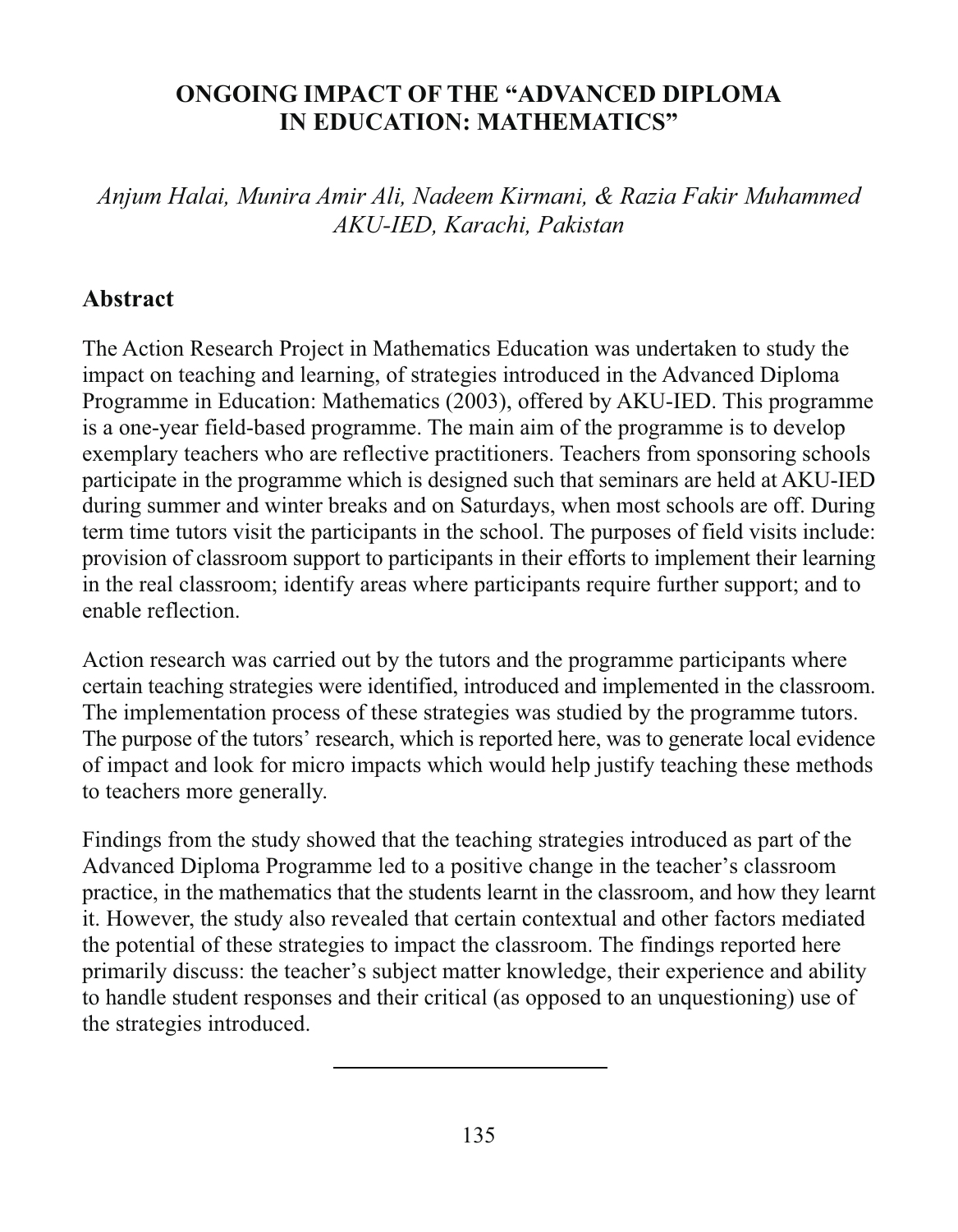# ONGOING IMPACT OF THE "ADVANCED DIPLOMA IN EDUCATION: MATHEMATICS"

*Anjum Halai, Munira Amir Ali, Nadeem Kirmani, & Razia Fakir Muhammed*
*AKU-IED, Karachi, Pakistan*

## Abstract

The Action Research Project in Mathematics Education was undertaken to study the impact on teaching and learning, of strategies introduced in the Advanced Diploma Programme in Education: Mathematics (2003), offered by AKU-IED. This programme is a one-year field-based programme. The main aim of the programme is to develop exemplary teachers who are reflective practitioners. Teachers from sponsoring schools participate in the programme which is designed such that seminars are held at AKU-IED during summer and winter breaks and on Saturdays, when most schools are off. During term time tutors visit the participants in the school. The purposes of field visits include: provision of classroom support to participants in their efforts to implement their learning in the real classroom; identify areas where participants require further support; and to enable reflection.

Action research was carried out by the tutors and the programme participants where certain teaching strategies were identified, introduced and implemented in the classroom. The implementation process of these strategies was studied by the programme tutors. The purpose of the tutors' research, which is reported here, was to generate local evidence of impact and look for micro impacts which would help justify teaching these methods to teachers more generally.

Findings from the study showed that the teaching strategies introduced as part of the Advanced Diploma Programme led to a positive change in the teacher's classroom practice, in the mathematics that the students learnt in the classroom, and how they learnt it. However, the study also revealed that certain contextual and other factors mediated the potential of these strategies to impact the classroom. The findings reported here primarily discuss: the teacher's subject matter knowledge, their experience and ability to handle student responses and their critical (as opposed to an unquestioning) use of the strategies introduced.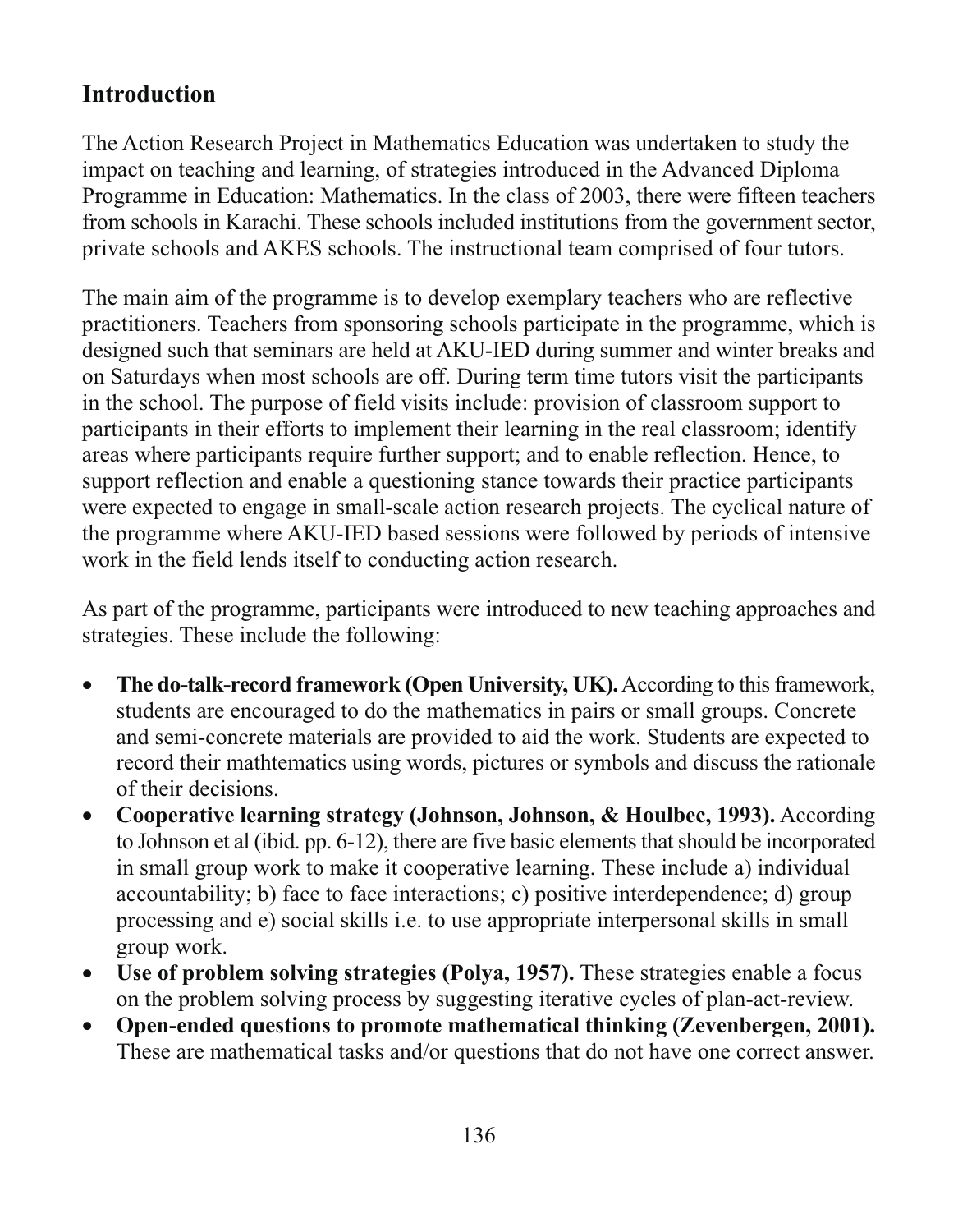## Introduction

The Action Research Project in Mathematics Education was undertaken to study the impact on teaching and learning, of strategies introduced in the Advanced Diploma Programme in Education: Mathematics. In the class of 2003, there were fifteen teachers from schools in Karachi. These schools included institutions from the government sector, private schools and AKES schools. The instructional team comprised of four tutors.

The main aim of the programme is to develop exemplary teachers who are reflective practitioners. Teachers from sponsoring schools participate in the programme, which is designed such that seminars are held at AKU-IED during summer and winter breaks and on Saturdays when most schools are off. During term time tutors visit the participants in the school. The purpose of field visits include: provision of classroom support to participants in their efforts to implement their learning in the real classroom; identify areas where participants require further support; and to enable reflection. Hence, to support reflection and enable a questioning stance towards their practice participants were expected to engage in small-scale action research projects. The cyclical nature of the programme where AKU-IED based sessions were followed by periods of intensive work in the field lends itself to conducting action research.

As part of the programme, participants were introduced to new teaching approaches and strategies. These include the following:

- **The do-talk-record framework (Open University, UK).** According to this framework, students are encouraged to do the mathematics in pairs or small groups. Concrete and semi-concrete materials are provided to aid the work. Students are expected to record their mathtematics using words, pictures or symbols and discuss the rationale of their decisions.
- **Cooperative learning strategy (Johnson, Johnson, & Houlbec, 1993).** According to Johnson et al (ibid. pp. 6-12), there are five basic elements that should be incorporated in small group work to make it cooperative learning. These include a) individual accountability; b) face to face interactions; c) positive interdependence; d) group processing and e) social skills i.e. to use appropriate interpersonal skills in small group work.
- **Use of problem solving strategies (Polya, 1957).** These strategies enable a focus on the problem solving process by suggesting iterative cycles of plan-act-review.
- **Open-ended questions to promote mathematical thinking (Zevenbergen, 2001).** These are mathematical tasks and/or questions that do not have one correct answer.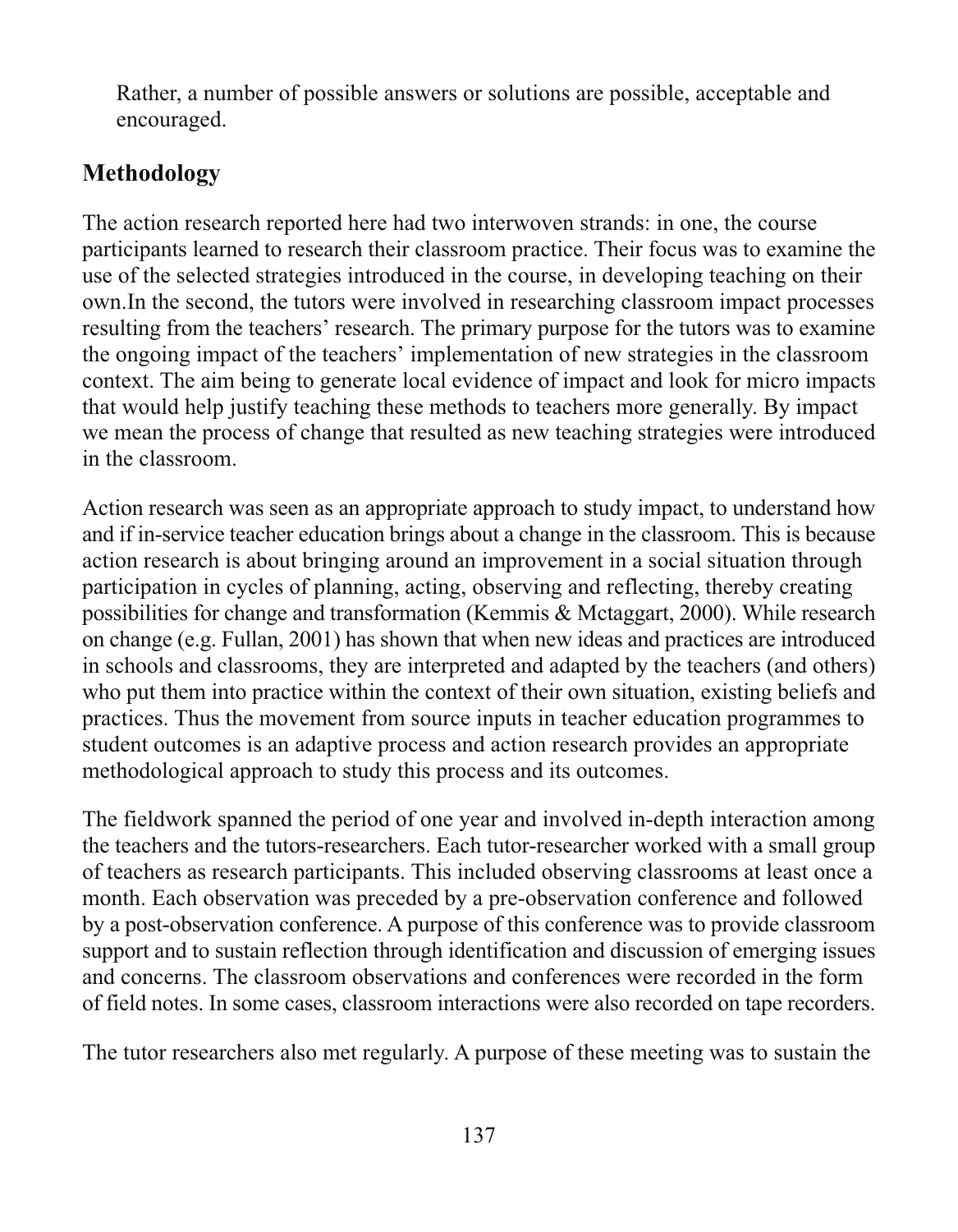Rather, a number of possible answers or solutions are possible, acceptable and encouraged.

## Methodology

The action research reported here had two interwoven strands: in one, the course participants learned to research their classroom practice. Their focus was to examine the use of the selected strategies introduced in the course, in developing teaching on their own.In the second, the tutors were involved in researching classroom impact processes resulting from the teachers' research. The primary purpose for the tutors was to examine the ongoing impact of the teachers' implementation of new strategies in the classroom context. The aim being to generate local evidence of impact and look for micro impacts that would help justify teaching these methods to teachers more generally. By impact we mean the process of change that resulted as new teaching strategies were introduced in the classroom.

Action research was seen as an appropriate approach to study impact, to understand how and if in-service teacher education brings about a change in the classroom. This is because action research is about bringing around an improvement in a social situation through participation in cycles of planning, acting, observing and reflecting, thereby creating possibilities for change and transformation (Kemmis & Mctaggart, 2000). While research on change (e.g. Fullan, 2001) has shown that when new ideas and practices are introduced in schools and classrooms, they are interpreted and adapted by the teachers (and others) who put them into practice within the context of their own situation, existing beliefs and practices. Thus the movement from source inputs in teacher education programmes to student outcomes is an adaptive process and action research provides an appropriate methodological approach to study this process and its outcomes.

The fieldwork spanned the period of one year and involved in-depth interaction among the teachers and the tutors-researchers. Each tutor-researcher worked with a small group of teachers as research participants. This included observing classrooms at least once a month. Each observation was preceded by a pre-observation conference and followed by a post-observation conference. A purpose of this conference was to provide classroom support and to sustain reflection through identification and discussion of emerging issues and concerns. The classroom observations and conferences were recorded in the form of field notes. In some cases, classroom interactions were also recorded on tape recorders.

The tutor researchers also met regularly. A purpose of these meeting was to sustain the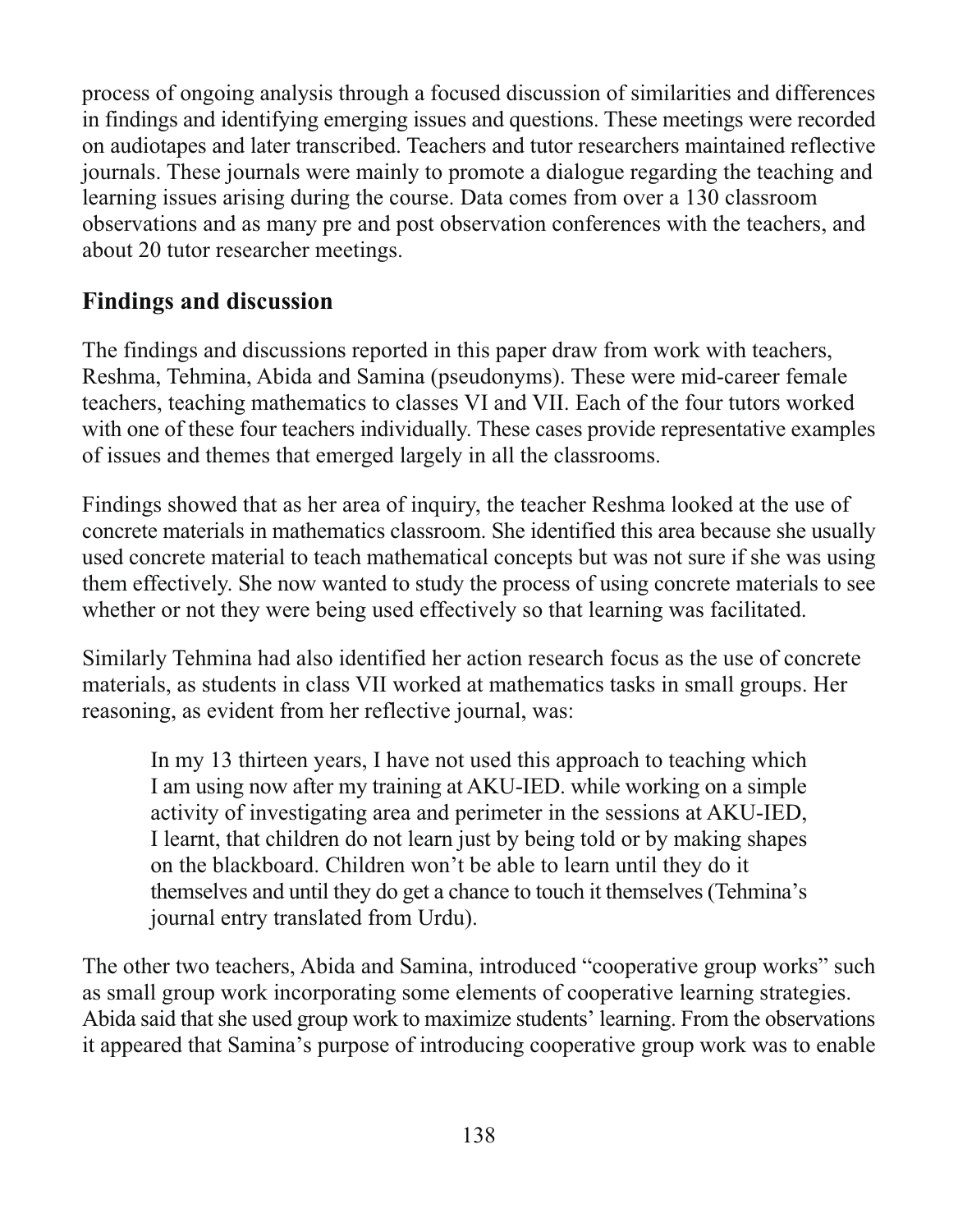process of ongoing analysis through a focused discussion of similarities and differences in findings and identifying emerging issues and questions. These meetings were recorded on audiotapes and later transcribed. Teachers and tutor researchers maintained reflective journals. These journals were mainly to promote a dialogue regarding the teaching and learning issues arising during the course. Data comes from over a 130 classroom observations and as many pre and post observation conferences with the teachers, and about 20 tutor researcher meetings.

## Findings and discussion

The findings and discussions reported in this paper draw from work with teachers, Reshma, Tehmina, Abida and Samina (pseudonyms). These were mid-career female teachers, teaching mathematics to classes VI and VII. Each of the four tutors worked with one of these four teachers individually. These cases provide representative examples of issues and themes that emerged largely in all the classrooms.

Findings showed that as her area of inquiry, the teacher Reshma looked at the use of concrete materials in mathematics classroom. She identified this area because she usually used concrete material to teach mathematical concepts but was not sure if she was using them effectively. She now wanted to study the process of using concrete materials to see whether or not they were being used effectively so that learning was facilitated.

Similarly Tehmina had also identified her action research focus as the use of concrete materials, as students in class VII worked at mathematics tasks in small groups. Her reasoning, as evident from her reflective journal, was:

> In my 13 thirteen years, I have not used this approach to teaching which I am using now after my training at AKU-IED. while working on a simple activity of investigating area and perimeter in the sessions at AKU-IED, I learnt, that children do not learn just by being told or by making shapes on the blackboard. Children won't be able to learn until they do it themselves and until they do get a chance to touch it themselves (Tehmina's journal entry translated from Urdu).

The other two teachers, Abida and Samina, introduced "cooperative group works" such as small group work incorporating some elements of cooperative learning strategies. Abida said that she used group work to maximize students' learning. From the observations it appeared that Samina's purpose of introducing cooperative group work was to enable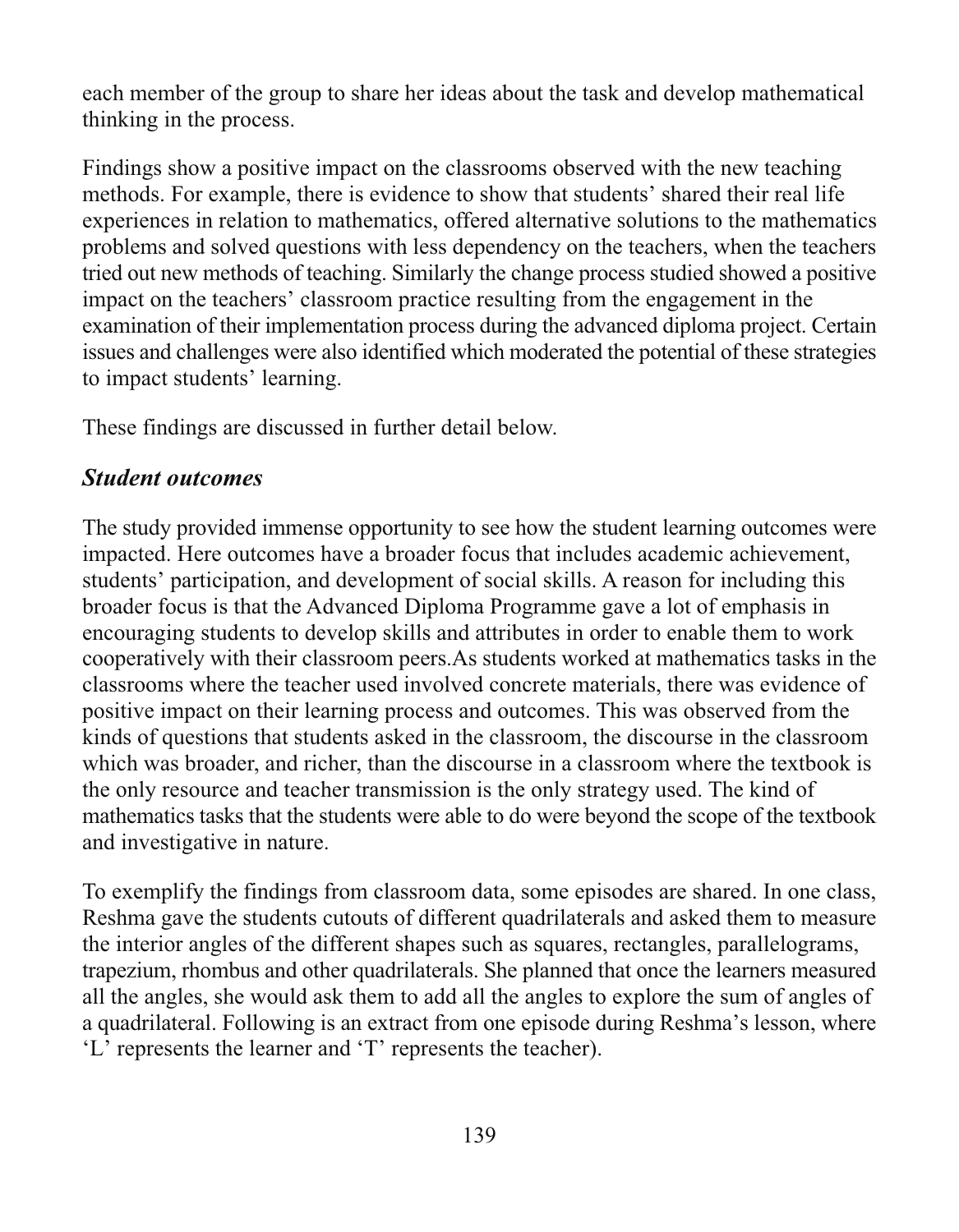each member of the group to share her ideas about the task and develop mathematical thinking in the process.

Findings show a positive impact on the classrooms observed with the new teaching methods. For example, there is evidence to show that students' shared their real life experiences in relation to mathematics, offered alternative solutions to the mathematics problems and solved questions with less dependency on the teachers, when the teachers tried out new methods of teaching. Similarly the change process studied showed a positive impact on the teachers' classroom practice resulting from the engagement in the examination of their implementation process during the advanced diploma project. Certain issues and challenges were also identified which moderated the potential of these strategies to impact students' learning.

These findings are discussed in further detail below.

### *Student outcomes*

The study provided immense opportunity to see how the student learning outcomes were impacted. Here outcomes have a broader focus that includes academic achievement, students' participation, and development of social skills. A reason for including this broader focus is that the Advanced Diploma Programme gave a lot of emphasis in encouraging students to develop skills and attributes in order to enable them to work cooperatively with their classroom peers.As students worked at mathematics tasks in the classrooms where the teacher used involved concrete materials, there was evidence of positive impact on their learning process and outcomes. This was observed from the kinds of questions that students asked in the classroom, the discourse in the classroom which was broader, and richer, than the discourse in a classroom where the textbook is the only resource and teacher transmission is the only strategy used. The kind of mathematics tasks that the students were able to do were beyond the scope of the textbook and investigative in nature.

To exemplify the findings from classroom data, some episodes are shared. In one class, Reshma gave the students cutouts of different quadrilaterals and asked them to measure the interior angles of the different shapes such as squares, rectangles, parallelograms, trapezium, rhombus and other quadrilaterals. She planned that once the learners measured all the angles, she would ask them to add all the angles to explore the sum of angles of a quadrilateral. Following is an extract from one episode during Reshma's lesson, where 'L' represents the learner and 'T' represents the teacher).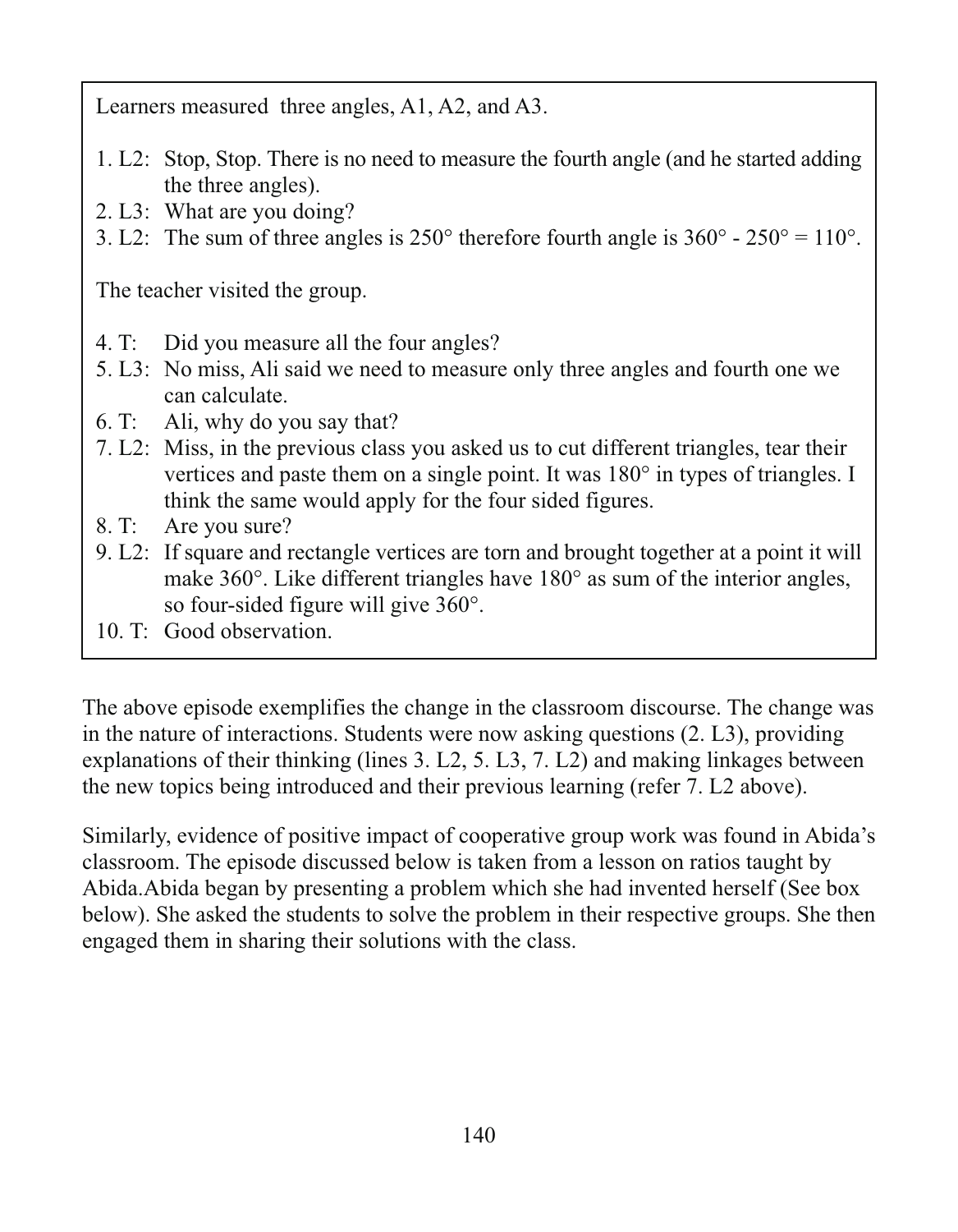Learners measured three angles, A1, A2, and A3.

1. L2: Stop, Stop. There is no need to measure the fourth angle (and he started adding the three angles).
2. L3: What are you doing?
3. L2: The sum of three angles is 250° therefore fourth angle is 360° - 250° = 110°.

The teacher visited the group.

4. T: Did you measure all the four angles?
5. L3: No miss, Ali said we need to measure only three angles and fourth one we can calculate.
6. T: Ali, why do you say that?
7. L2: Miss, in the previous class you asked us to cut different triangles, tear their vertices and paste them on a single point. It was 180° in types of triangles. I think the same would apply for the four sided figures.
8. T: Are you sure?
9. L2: If square and rectangle vertices are torn and brought together at a point it will make 360°. Like different triangles have 180° as sum of the interior angles, so four-sided figure will give 360°.
10. T: Good observation.

The above episode exemplifies the change in the classroom discourse. The change was in the nature of interactions. Students were now asking questions (2. L3), providing explanations of their thinking (lines 3. L2, 5. L3, 7. L2) and making linkages between the new topics being introduced and their previous learning (refer 7. L2 above).

Similarly, evidence of positive impact of cooperative group work was found in Abida's classroom. The episode discussed below is taken from a lesson on ratios taught by Abida.Abida began by presenting a problem which she had invented herself (See box below). She asked the students to solve the problem in their respective groups. She then engaged them in sharing their solutions with the class.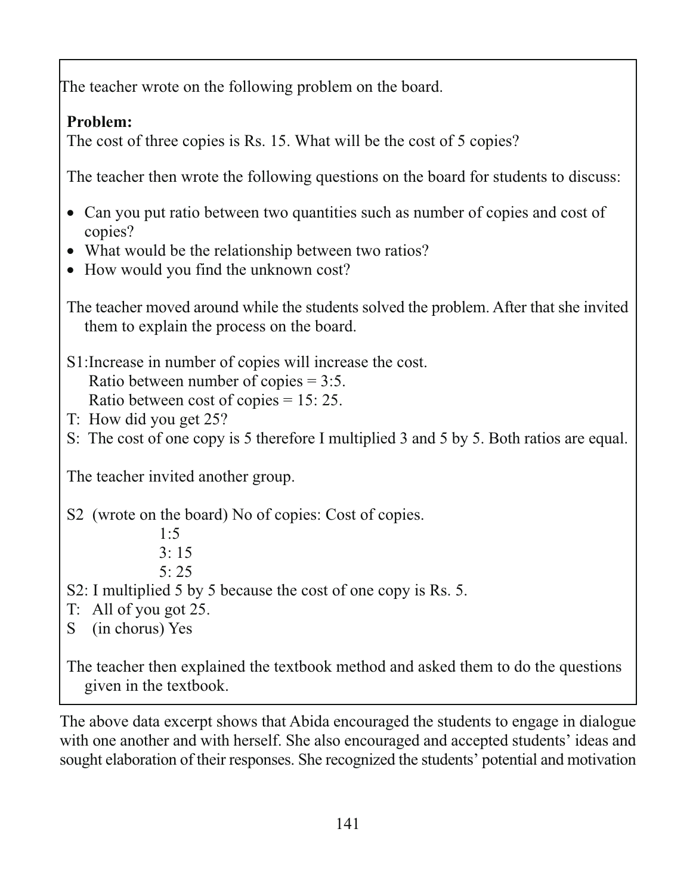The teacher wrote on the following problem on the board.

**Problem:**
The cost of three copies is Rs. 15. What will be the cost of 5 copies?

The teacher then wrote the following questions on the board for students to discuss:

- Can you put ratio between two quantities such as number of copies and cost of copies?
- What would be the relationship between two ratios?
- How would you find the unknown cost?

The teacher moved around while the students solved the problem. After that she invited them to explain the process on the board.

S1:Increase in number of copies will increase the cost.
Ratio between number of copies = 3:5.
Ratio between cost of copies = 15: 25.

T: How did you get 25?

S: The cost of one copy is 5 therefore I multiplied 3 and 5 by 5. Both ratios are equal.

The teacher invited another group.

S2 (wrote on the board) No of copies: Cost of copies.
1:5
3: 15
5: 25

S2: I multiplied 5 by 5 because the cost of one copy is Rs. 5.

T: All of you got 25.

S (in chorus) Yes

The teacher then explained the textbook method and asked them to do the questions given in the textbook.

The above data excerpt shows that Abida encouraged the students to engage in dialogue with one another and with herself. She also encouraged and accepted students' ideas and sought elaboration of their responses. She recognized the students' potential and motivation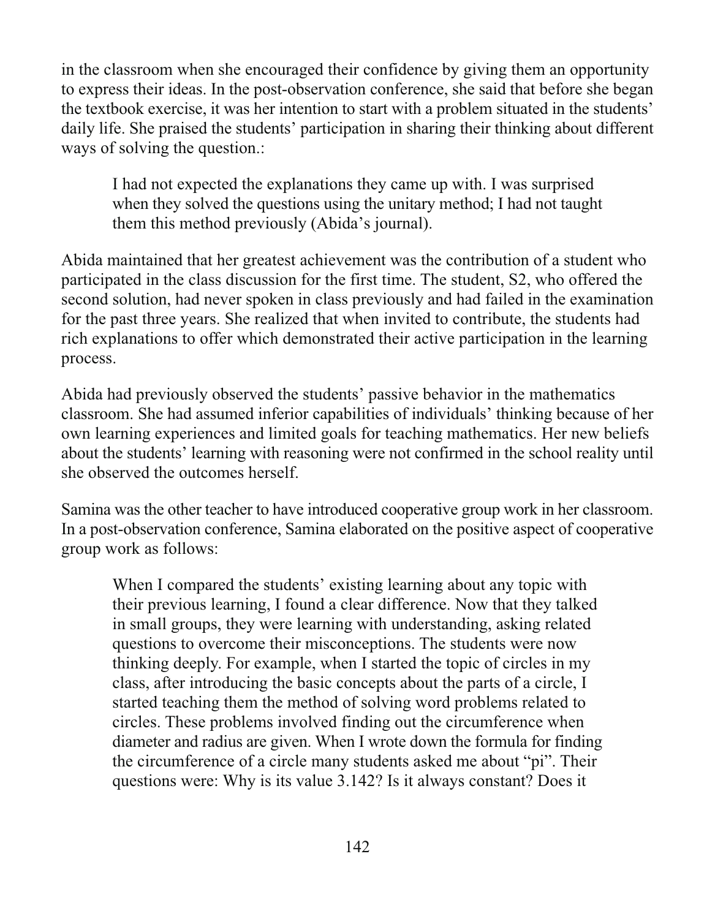in the classroom when she encouraged their confidence by giving them an opportunity to express their ideas. In the post-observation conference, she said that before she began the textbook exercise, it was her intention to start with a problem situated in the students' daily life. She praised the students' participation in sharing their thinking about different ways of solving the question.:

> I had not expected the explanations they came up with. I was surprised when they solved the questions using the unitary method; I had not taught them this method previously (Abida's journal).

Abida maintained that her greatest achievement was the contribution of a student who participated in the class discussion for the first time. The student, S2, who offered the second solution, had never spoken in class previously and had failed in the examination for the past three years. She realized that when invited to contribute, the students had rich explanations to offer which demonstrated their active participation in the learning process.

Abida had previously observed the students' passive behavior in the mathematics classroom. She had assumed inferior capabilities of individuals' thinking because of her own learning experiences and limited goals for teaching mathematics. Her new beliefs about the students' learning with reasoning were not confirmed in the school reality until she observed the outcomes herself.

Samina was the other teacher to have introduced cooperative group work in her classroom. In a post-observation conference, Samina elaborated on the positive aspect of cooperative group work as follows:

> When I compared the students' existing learning about any topic with their previous learning, I found a clear difference. Now that they talked in small groups, they were learning with understanding, asking related questions to overcome their misconceptions. The students were now thinking deeply. For example, when I started the topic of circles in my class, after introducing the basic concepts about the parts of a circle, I started teaching them the method of solving word problems related to circles. These problems involved finding out the circumference when diameter and radius are given. When I wrote down the formula for finding the circumference of a circle many students asked me about "pi". Their questions were: Why is its value 3.142? Is it always constant? Does it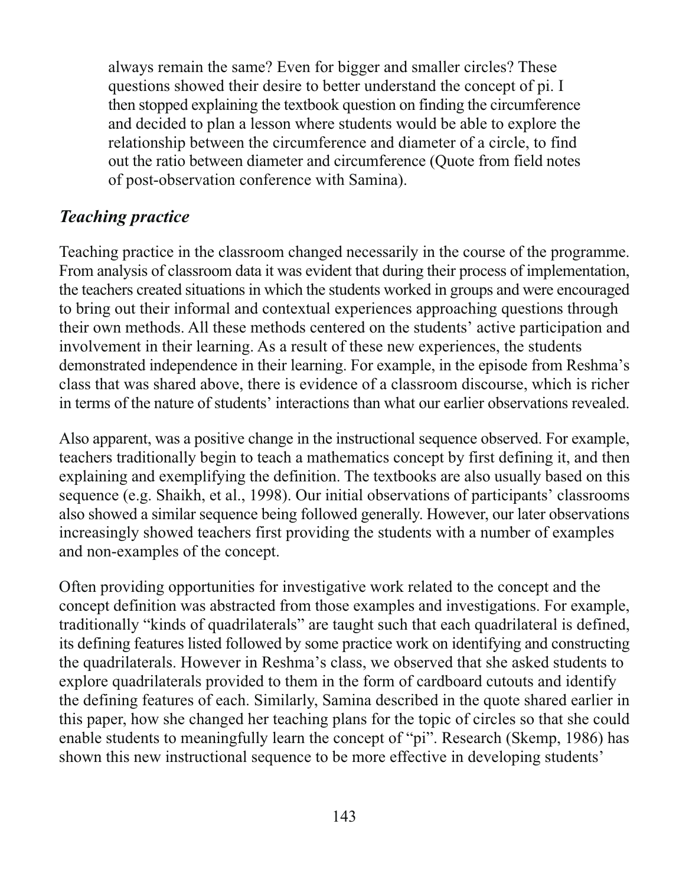always remain the same? Even for bigger and smaller circles? These questions showed their desire to better understand the concept of pi. I then stopped explaining the textbook question on finding the circumference and decided to plan a lesson where students would be able to explore the relationship between the circumference and diameter of a circle, to find out the ratio between diameter and circumference (Quote from field notes of post-observation conference with Samina).

### *Teaching practice*

Teaching practice in the classroom changed necessarily in the course of the programme. From analysis of classroom data it was evident that during their process of implementation, the teachers created situations in which the students worked in groups and were encouraged to bring out their informal and contextual experiences approaching questions through their own methods. All these methods centered on the students' active participation and involvement in their learning. As a result of these new experiences, the students demonstrated independence in their learning. For example, in the episode from Reshma's class that was shared above, there is evidence of a classroom discourse, which is richer in terms of the nature of students' interactions than what our earlier observations revealed.

Also apparent, was a positive change in the instructional sequence observed. For example, teachers traditionally begin to teach a mathematics concept by first defining it, and then explaining and exemplifying the definition. The textbooks are also usually based on this sequence (e.g. Shaikh, et al., 1998). Our initial observations of participants' classrooms also showed a similar sequence being followed generally. However, our later observations increasingly showed teachers first providing the students with a number of examples and non-examples of the concept.

Often providing opportunities for investigative work related to the concept and the concept definition was abstracted from those examples and investigations. For example, traditionally "kinds of quadrilaterals" are taught such that each quadrilateral is defined, its defining features listed followed by some practice work on identifying and constructing the quadrilaterals. However in Reshma's class, we observed that she asked students to explore quadrilaterals provided to them in the form of cardboard cutouts and identify the defining features of each. Similarly, Samina described in the quote shared earlier in this paper, how she changed her teaching plans for the topic of circles so that she could enable students to meaningfully learn the concept of "pi". Research (Skemp, 1986) has shown this new instructional sequence to be more effective in developing students'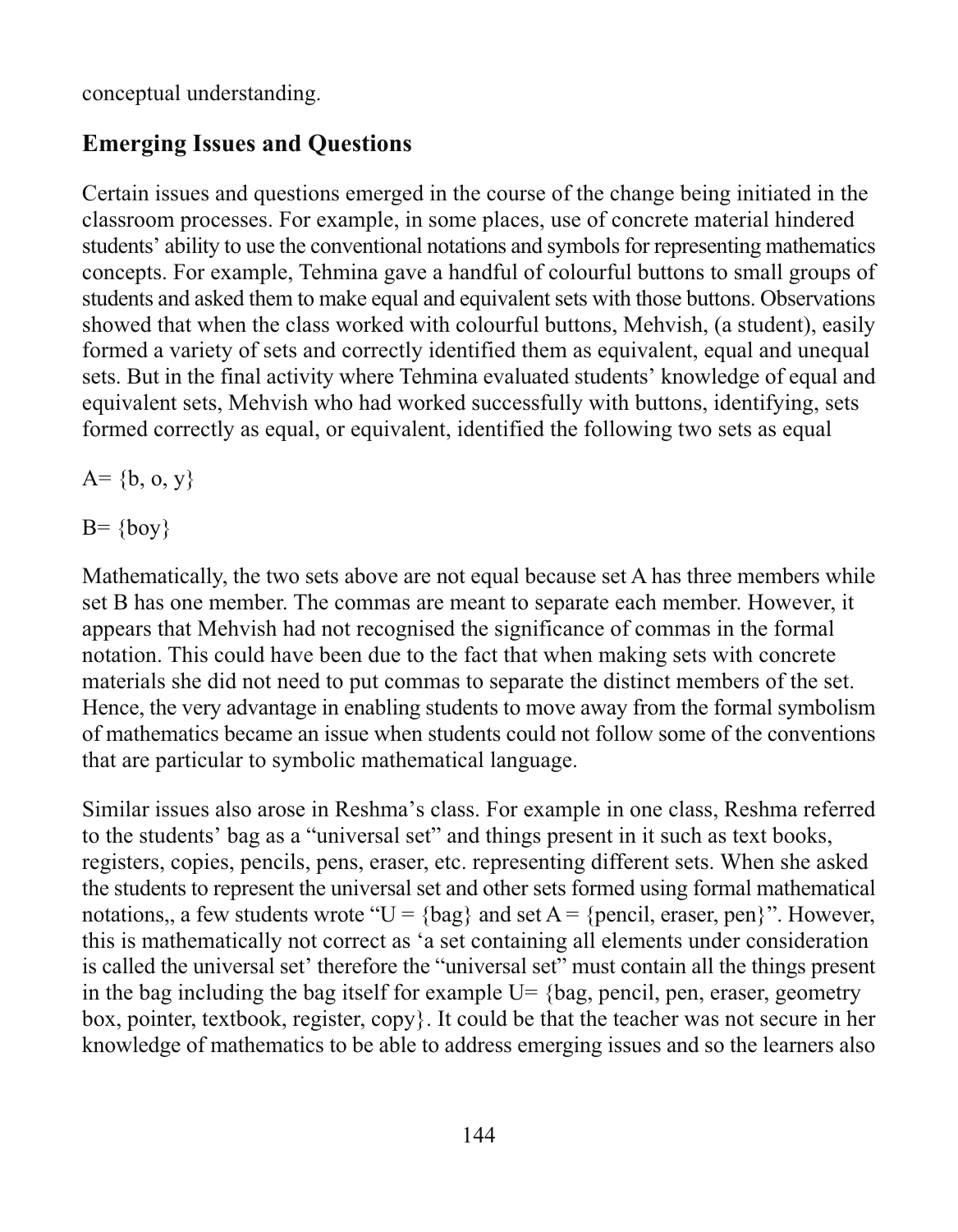conceptual understanding.

## Emerging Issues and Questions

Certain issues and questions emerged in the course of the change being initiated in the classroom processes. For example, in some places, use of concrete material hindered students' ability to use the conventional notations and symbols for representing mathematics concepts. For example, Tehmina gave a handful of colourful buttons to small groups of students and asked them to make equal and equivalent sets with those buttons. Observations showed that when the class worked with colourful buttons, Mehvish, (a student), easily formed a variety of sets and correctly identified them as equivalent, equal and unequal sets. But in the final activity where Tehmina evaluated students' knowledge of equal and equivalent sets, Mehvish who had worked successfully with buttons, identifying, sets formed correctly as equal, or equivalent, identified the following two sets as equal

A= {b, o, y}

B= {boy}

Mathematically, the two sets above are not equal because set A has three members while set B has one member. The commas are meant to separate each member. However, it appears that Mehvish had not recognised the significance of commas in the formal notation. This could have been due to the fact that when making sets with concrete materials she did not need to put commas to separate the distinct members of the set. Hence, the very advantage in enabling students to move away from the formal symbolism of mathematics became an issue when students could not follow some of the conventions that are particular to symbolic mathematical language.

Similar issues also arose in Reshma's class. For example in one class, Reshma referred to the students' bag as a "universal set" and things present in it such as text books, registers, copies, pencils, pens, eraser, etc. representing different sets. When she asked the students to represent the universal set and other sets formed using formal mathematical notations,, a few students wrote "U = {bag} and set A = {pencil, eraser, pen}". However, this is mathematically not correct as 'a set containing all elements under consideration is called the universal set' therefore the "universal set" must contain all the things present in the bag including the bag itself for example U= {bag, pencil, pen, eraser, geometry box, pointer, textbook, register, copy}. It could be that the teacher was not secure in her knowledge of mathematics to be able to address emerging issues and so the learners also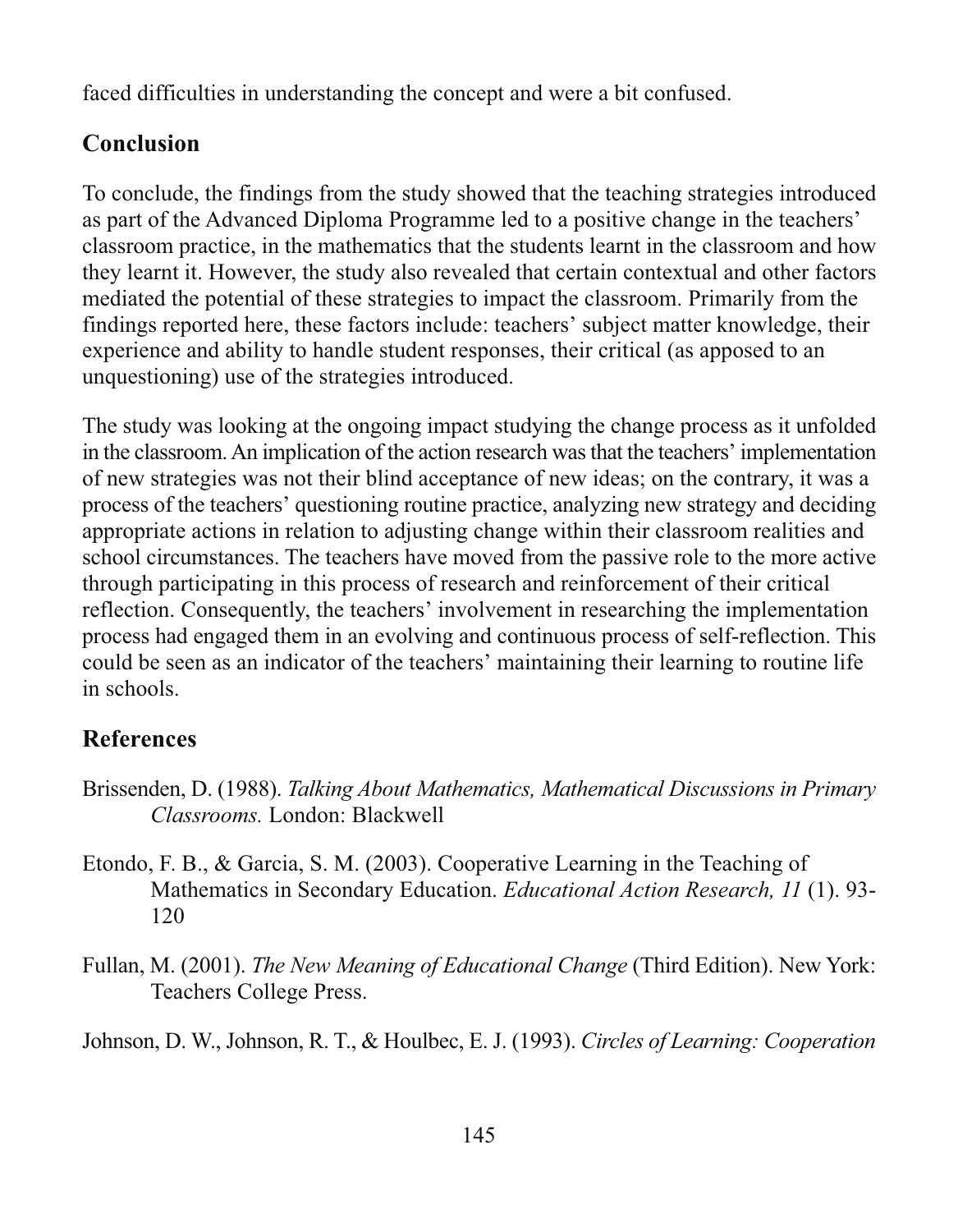faced difficulties in understanding the concept and were a bit confused.

## Conclusion

To conclude, the findings from the study showed that the teaching strategies introduced as part of the Advanced Diploma Programme led to a positive change in the teachers' classroom practice, in the mathematics that the students learnt in the classroom and how they learnt it. However, the study also revealed that certain contextual and other factors mediated the potential of these strategies to impact the classroom. Primarily from the findings reported here, these factors include: teachers' subject matter knowledge, their experience and ability to handle student responses, their critical (as apposed to an unquestioning) use of the strategies introduced.

The study was looking at the ongoing impact studying the change process as it unfolded in the classroom. An implication of the action research was that the teachers' implementation of new strategies was not their blind acceptance of new ideas; on the contrary, it was a process of the teachers' questioning routine practice, analyzing new strategy and deciding appropriate actions in relation to adjusting change within their classroom realities and school circumstances. The teachers have moved from the passive role to the more active through participating in this process of research and reinforcement of their critical reflection. Consequently, the teachers' involvement in researching the implementation process had engaged them in an evolving and continuous process of self-reflection. This could be seen as an indicator of the teachers' maintaining their learning to routine life in schools.

## References

Brissenden, D. (1988). *Talking About Mathematics, Mathematical Discussions in Primary Classrooms.* London: Blackwell

Etondo, F. B., & Garcia, S. M. (2003). Cooperative Learning in the Teaching of Mathematics in Secondary Education. *Educational Action Research, 11* (1). 93-120

Fullan, M. (2001). *The New Meaning of Educational Change* (Third Edition). New York: Teachers College Press.

Johnson, D. W., Johnson, R. T., & Houlbec, E. J. (1993). *Circles of Learning: Cooperation*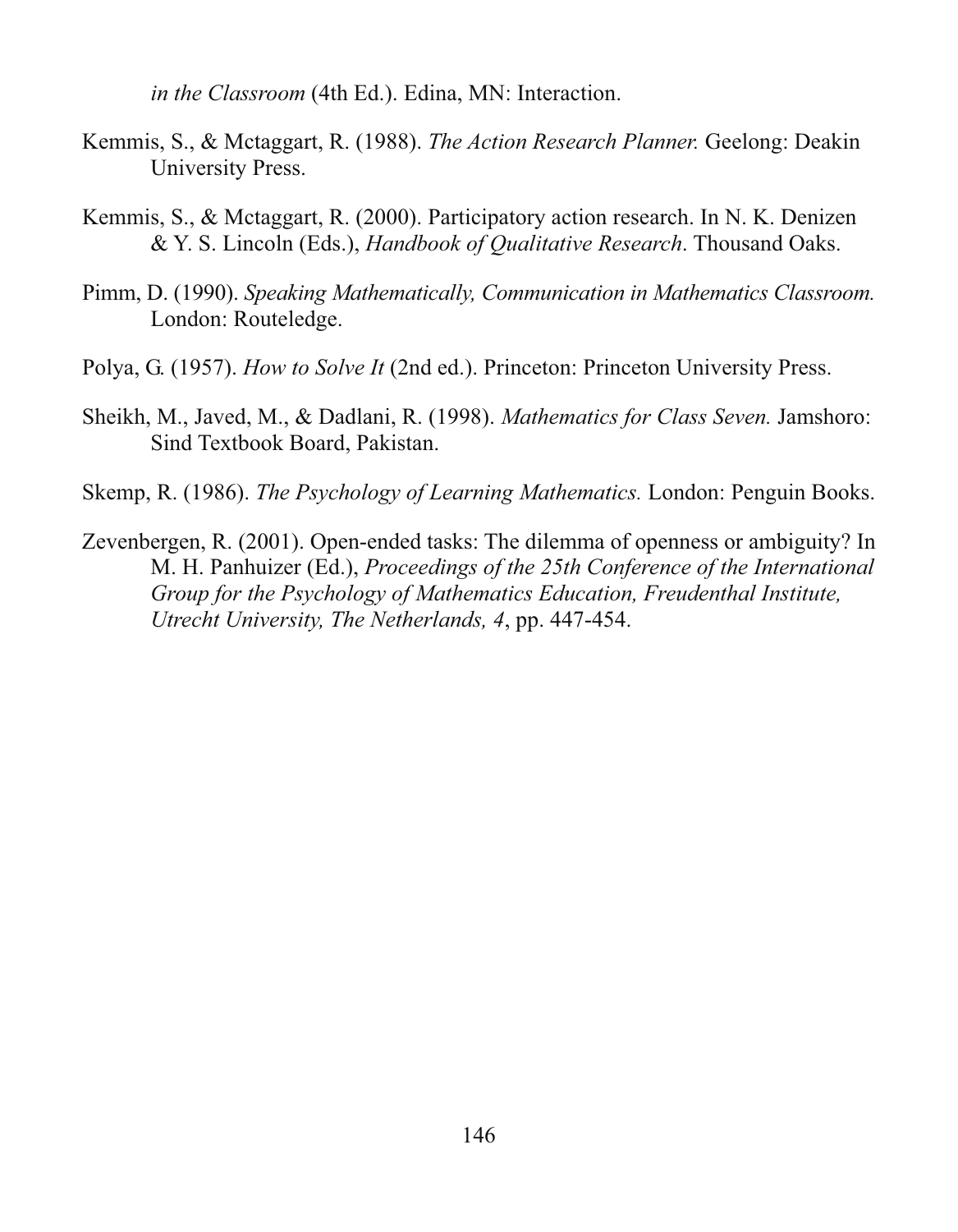*in the Classroom* (4th Ed.). Edina, MN: Interaction.

Kemmis, S., & Mctaggart, R. (1988). *The Action Research Planner.* Geelong: Deakin University Press.

Kemmis, S., & Mctaggart, R. (2000). Participatory action research. In N. K. Denizen & Y. S. Lincoln (Eds.), *Handbook of Qualitative Research*. Thousand Oaks.

Pimm, D. (1990). *Speaking Mathematically, Communication in Mathematics Classroom.* London: Routeledge.

Polya, G. (1957). *How to Solve It* (2nd ed.). Princeton: Princeton University Press.

Sheikh, M., Javed, M., & Dadlani, R. (1998). *Mathematics for Class Seven.* Jamshoro: Sind Textbook Board, Pakistan.

Skemp, R. (1986). *The Psychology of Learning Mathematics.* London: Penguin Books.

Zevenbergen, R. (2001). Open-ended tasks: The dilemma of openness or ambiguity? In M. H. Panhuizer (Ed.), *Proceedings of the 25th Conference of the International Group for the Psychology of Mathematics Education, Freudenthal Institute, Utrecht University, The Netherlands, 4*, pp. 447-454.